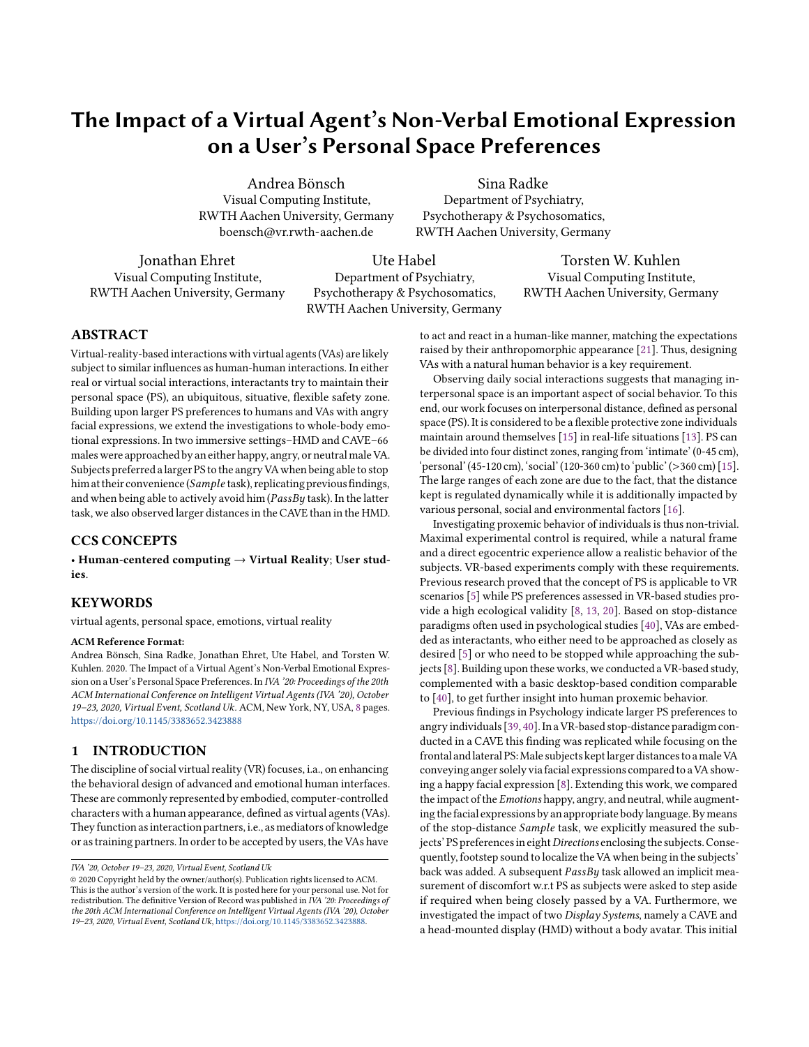# The Impact of a Virtual Agent's Non-Verbal Emotional Expression on a User's Personal Space Preferences

Andrea Bönsch
Visual Computing Institute,
RWTH Aachen University, Germany
boensch@vr.rwth-aachen.de

Sina Radke
Department of Psychiatry,
Psychotherapy & Psychosomatics,
RWTH Aachen University, Germany

Jonathan Ehret
Visual Computing Institute,
RWTH Aachen University, Germany

Ute Habel
Department of Psychiatry,
Psychotherapy & Psychosomatics,
RWTH Aachen University, Germany

Torsten W. Kuhlen
Visual Computing Institute,
RWTH Aachen University, Germany

## ABSTRACT

Virtual-reality-based interactions with virtual agents (VAs) are likely subject to similar influences as human-human interactions. In either real or virtual social interactions, interactants try to maintain their personal space (PS), an ubiquitous, situative, flexible safety zone. Building upon larger PS preferences to humans and VAs with angry facial expressions, we extend the investigations to whole-body emotional expressions. In two immersive settings–HMD and CAVE–66 males were approached by an either happy, angry, or neutral male VA. Subjects preferred a larger PS to the angry VA when being able to stop him at their convenience (*Sample* task), replicating previous findings, and when being able to actively avoid him (*PassBy* task). In the latter task, we also observed larger distances in the CAVE than in the HMD.

## CCS CONCEPTS

• **Human-centered computing → Virtual Reality**; **User studies**.

## KEYWORDS

virtual agents, personal space, emotions, virtual reality

**ACM Reference Format:**
Andrea Bönsch, Sina Radke, Jonathan Ehret, Ute Habel, and Torsten W. Kuhlen. 2020. The Impact of a Virtual Agent's Non-Verbal Emotional Expression on a User's Personal Space Preferences. In *IVA '20: Proceedings of the 20th ACM International Conference on Intelligent Virtual Agents (IVA '20), October 19–23, 2020, Virtual Event, Scotland Uk.* ACM, New York, NY, USA, 8 pages. https://doi.org/10.1145/3383652.3423888

## 1 INTRODUCTION

The discipline of social virtual reality (VR) focuses, i.a., on enhancing the behavioral design of advanced and emotional human interfaces. These are commonly represented by embodied, computer-controlled characters with a human appearance, defined as virtual agents (VAs). They function as interaction partners, i.e., as mediators of knowledge or as training partners. In order to be accepted by users, the VAs have to act and react in a human-like manner, matching the expectations raised by their anthropomorphic appearance [21]. Thus, designing VAs with a natural human behavior is a key requirement.

Observing daily social interactions suggests that managing interpersonal space is an important aspect of social behavior. To this end, our work focuses on interpersonal distance, defined as personal space (PS). It is considered to be a flexible protective zone individuals maintain around themselves [15] in real-life situations [13]. PS can be divided into four distinct zones, ranging from 'intimate' (0-45 cm), 'personal' (45-120 cm), 'social' (120-360 cm) to 'public' (>360 cm) [15]. The large ranges of each zone are due to the fact, that the distance kept is regulated dynamically while it is additionally impacted by various personal, social and environmental factors [16].

Investigating proxemic behavior of individuals is thus non-trivial. Maximal experimental control is required, while a natural frame and a direct egocentric experience allow a realistic behavior of the subjects. VR-based experiments comply with these requirements. Previous research proved that the concept of PS is applicable to VR scenarios [5] while PS preferences assessed in VR-based studies provide a high ecological validity [8, 13, 20]. Based on stop-distance paradigms often used in psychological studies [40], VAs are embedded as interactants, who either need to be approached as closely as desired [5] or who need to be stopped while approaching the subjects [8]. Building upon these works, we conducted a VR-based study, complemented with a basic desktop-based condition comparable to [40], to get further insight into human proxemic behavior.

Previous findings in Psychology indicate larger PS preferences to angry individuals [39, 40]. In a VR-based stop-distance paradigm conducted in a CAVE this finding was replicated while focusing on the frontal and lateral PS: Male subjects kept larger distances to a male VA conveying anger solely via facial expressions compared to a VA showing a happy facial expression [8]. Extending this work, we compared the impact of the *Emotions* happy, angry, and neutral, while augmenting the facial expressions by an appropriate body language. By means of the stop-distance *Sample* task, we explicitly measured the subjects' PS preferences in eight *Directions* enclosing the subjects. Consequently, footstep sound to localize the VA when being in the subjects' back was added. A subsequent *PassBy* task allowed an implicit measurement of discomfort w.r.t PS as subjects were asked to step aside if required when being closely passed by a VA. Furthermore, we investigated the impact of two *Display Systems*, namely a CAVE and a head-mounted display (HMD) without a body avatar. This initial

IVA '20, October 19–23, 2020, Virtual Event, Scotland Uk
© 2020 Copyright held by the owner/author(s). Publication rights licensed to ACM. This is the author's version of the work. It is posted here for your personal use. Not for redistribution. The definitive Version of Record was published in *IVA '20: Proceedings of the 20th ACM International Conference on Intelligent Virtual Agents (IVA '20), October 19–23, 2020, Virtual Event, Scotland Uk*, https://doi.org/10.1145/3383652.3423888.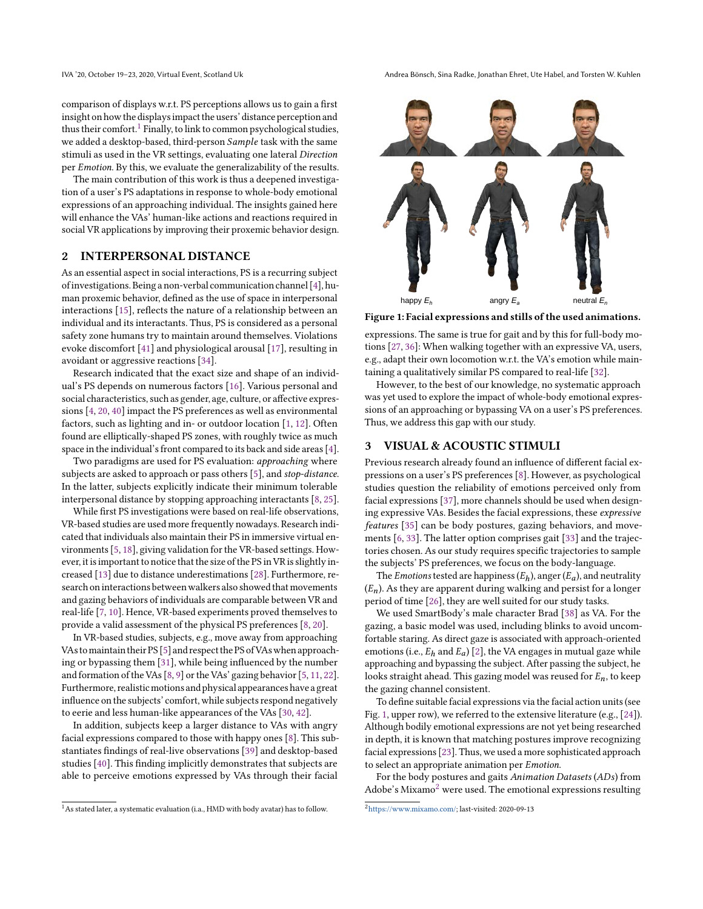comparison of displays w.r.t. PS perceptions allows us to gain a first insight on how the displays impact the users' distance perception and thus their comfort.[1] Finally, to link to common psychological studies, we added a desktop-based, third-person *Sample* task with the same stimuli as used in the VR settings, evaluating one lateral *Direction* per *Emotion*. By this, we evaluate the generalizability of the results.

The main contribution of this work is thus a deepened investigation of a user's PS adaptations in response to whole-body emotional expressions of an approaching individual. The insights gained here will enhance the VAs' human-like actions and reactions required in social VR applications by improving their proxemic behavior design.

## 2 INTERPERSONAL DISTANCE

As an essential aspect in social interactions, PS is a recurring subject of investigations. Being a non-verbal communication channel [4], human proxemic behavior, defined as the use of space in interpersonal interactions [15], reflects the nature of a relationship between an individual and its interactants. Thus, PS is considered as a personal safety zone humans try to maintain around themselves. Violations evoke discomfort [41] and physiological arousal [17], resulting in avoidant or aggressive reactions [34].

Research indicated that the exact size and shape of an individual's PS depends on numerous factors [16]. Various personal and social characteristics, such as gender, age, culture, or affective expressions [4, 20, 40] impact the PS preferences as well as environmental factors, such as lighting and in- or outdoor location [1, 12]. Often found are elliptically-shaped PS zones, with roughly twice as much space in the individual's front compared to its back and side areas [4].

Two paradigms are used for PS evaluation: *approaching* where subjects are asked to approach or pass others [5], and *stop-distance*. In the latter, subjects explicitly indicate their minimum tolerable interpersonal distance by stopping approaching interactants [8, 25].

While first PS investigations were based on real-life observations, VR-based studies are used more frequently nowadays. Research indicated that individuals also maintain their PS in immersive virtual environments [5, 18], giving validation for the VR-based settings. However, it is important to notice that the size of the PS in VR is slightly increased [13] due to distance underestimations [28]. Furthermore, research on interactions between walkers also showed that movements and gazing behaviors of individuals are comparable between VR and real-life [7, 10]. Hence, VR-based experiments proved themselves to provide a valid assessment of the physical PS preferences [8, 20].

In VR-based studies, subjects, e.g., move away from approaching VAs to maintain their PS [5] and respect the PS of VAs when approaching or bypassing them [31], while being influenced by the number and formation of the VAs [8, 9] or the VAs' gazing behavior [5, 11, 22]. Furthermore, realistic motions and physical appearances have a great influence on the subjects' comfort, while subjects respond negatively to eerie and less human-like appearances of the VAs [30, 42].

In addition, subjects keep a larger distance to VAs with angry facial expressions compared to those with happy ones [8]. This substantiates findings of real-live observations [39] and desktop-based studies [40]. This finding implicitly demonstrates that subjects are able to perceive emotions expressed by VAs through their facial expressions. The same is true for gait and by this for full-body motions [27, 36]: When walking together with an expressive VA, users, e.g., adapt their own locomotion w.r.t. the VA's emotion while maintaining a qualitatively similar PS compared to real-life [32].

[1] As stated later, a systematic evaluation (i.e., HMD with body avatar) has to follow.

happy $E_h$ angry $E_a$ neutral $E_n$

**Figure 1: Facial expressions and stills of the used animations.**

However, to the best of our knowledge, no systematic approach was yet used to explore the impact of whole-body emotional expressions of an approaching or bypassing VA on a user's PS preferences. Thus, we address this gap with our study.

## 3 VISUAL & ACOUSTIC STIMULI

Previous research already found an influence of different facial expressions on a user's PS preferences [8]. However, as psychological studies question the reliability of emotions perceived only from facial expressions [37], more channels should be used when designing expressive VAs. Besides the facial expressions, these *expressive features* [35] can be body postures, gazing behaviors, and movements [6, 33]. The latter option comprises gait [33] and the trajectories chosen. As our study requires specific trajectories to sample the subjects' PS preferences, we focus on the body-language.

The *Emotions* tested are happiness ($E_h$), anger ($E_a$), and neutrality ($E_n$). As they are apparent during walking and persist for a longer period of time [26], they are well suited for our study tasks.

We used SmartBody's male character Brad [38] as VA. For the gazing, a basic model was used, including blinks to avoid uncomfortable staring. As direct gaze is associated with approach-oriented emotions (i.e., $E_h$ and $E_a$) [2], the VA engages in mutual gaze while approaching and bypassing the subject. After passing the subject, he looks straight ahead. This gazing model was reused for $E_n$, to keep the gazing channel consistent.

To define suitable facial expressions via the facial action units (see Fig. 1, upper row), we referred to the extensive literature (e.g., [24]). Although bodily emotional expressions are not yet being researched in depth, it is known that matching postures improve recognizing facial expressions [23]. Thus, we used a more sophisticated approach to select an appropriate animation per *Emotion*.

For the body postures and gaits *Animation Datasets* (*ADs*) from Adobe's Mixamo[2] were used. The emotional expressions resulting

[2] https://www.mixamo.com/; last-visited: 2020-09-13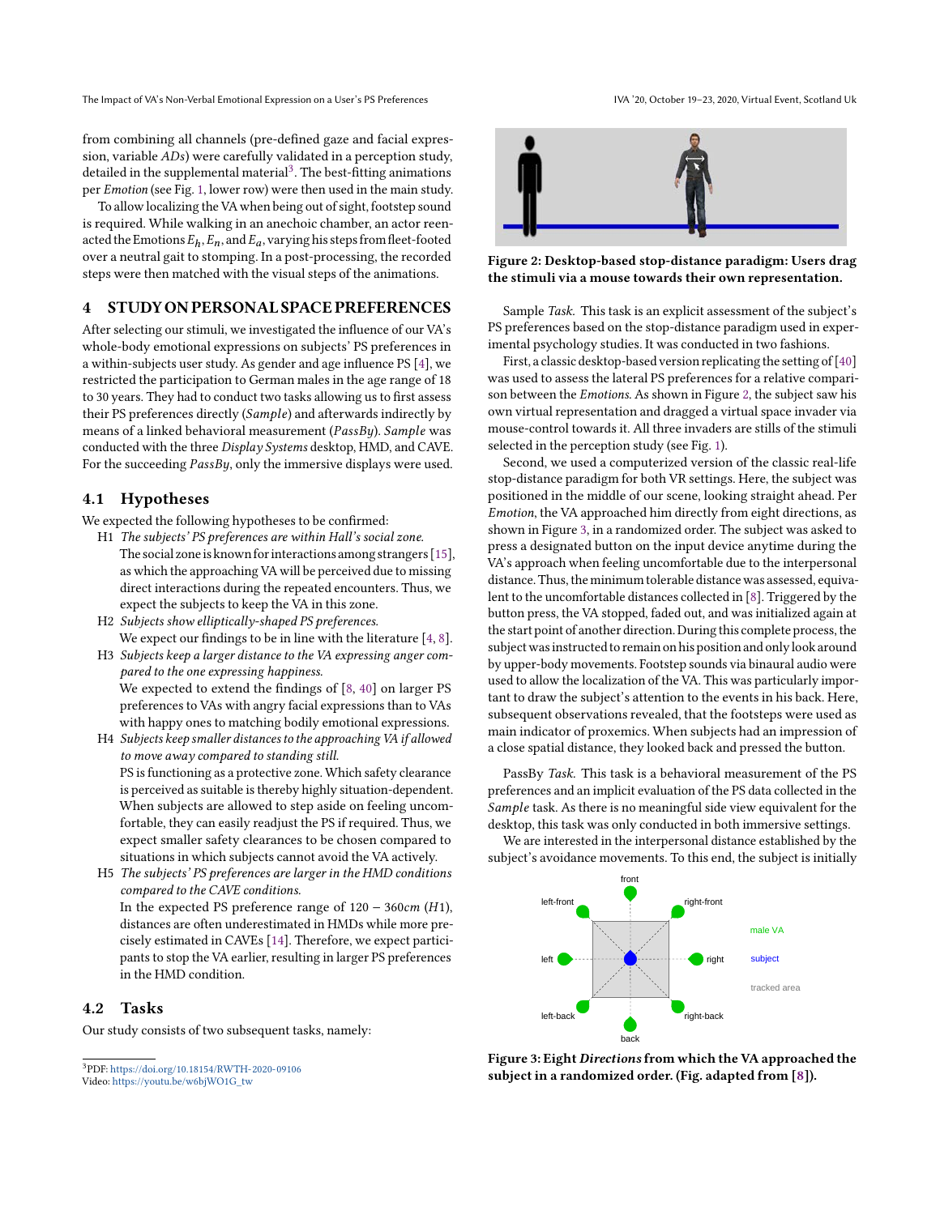from combining all channels (pre-defined gaze and facial expression, variable *ADs*) were carefully validated in a perception study, detailed in the supplemental material[3]. The best-fitting animations per *Emotion* (see Fig. 1, lower row) were then used in the main study.

To allow localizing the VA when being out of sight, footstep sound is required. While walking in an anechoic chamber, an actor reenacted the Emotions $E_h$, $E_n$, and $E_a$, varying his steps from fleet-footed over a neutral gait to stomping. In a post-processing, the recorded steps were then matched with the visual steps of the animations.

## 4 STUDY ON PERSONAL SPACE PREFERENCES

After selecting our stimuli, we investigated the influence of our VA's whole-body emotional expressions on subjects' PS preferences in a within-subjects user study. As gender and age influence PS [4], we restricted the participation to German males in the age range of 18 to 30 years. They had to conduct two tasks allowing us to first assess their PS preferences directly (*Sample*) and afterwards indirectly by means of a linked behavioral measurement (*PassBy*). *Sample* was conducted with the three *Display Systems* desktop, HMD, and CAVE. For the succeeding *PassBy*, only the immersive displays were used.

### 4.1 Hypotheses

We expected the following hypotheses to be confirmed:

- H1 *The subjects' PS preferences are within Hall's social zone.* The social zone is known for interactions among strangers [15], as which the approaching VA will be perceived due to missing direct interactions during the repeated encounters. Thus, we expect the subjects to keep the VA in this zone.
- H2 *Subjects show elliptically-shaped PS preferences.* We expect our findings to be in line with the literature [4, 8].
- H3 *Subjects keep a larger distance to the VA expressing anger compared to the one expressing happiness.* We expected to extend the findings of [8, 40] on larger PS preferences to VAs with angry facial expressions than to VAs with happy ones to matching bodily emotional expressions.
- H4 *Subjects keep smaller distances to the approaching VA if allowed to move away compared to standing still.* PS is functioning as a protective zone. Which safety clearance is perceived as suitable is thereby highly situation-dependent. When subjects are allowed to step aside on feeling uncomfortable, they can easily readjust the PS if required. Thus, we expect smaller safety clearances to be chosen compared to situations in which subjects cannot avoid the VA actively.
- H5 *The subjects' PS preferences are larger in the HMD conditions compared to the CAVE conditions.* In the expected PS preference range of $120 - 360cm$ ($H1$), distances are often underestimated in HMDs while more precisely estimated in CAVEs [14]. Therefore, we expect participants to stop the VA earlier, resulting in larger PS preferences in the HMD condition.

### 4.2 Tasks

Our study consists of two subsequent tasks, namely:

**Figure 2: Desktop-based stop-distance paradigm: Users drag the stimuli via a mouse towards their own representation.**

*Sample Task.* This task is an explicit assessment of the subject's PS preferences based on the stop-distance paradigm used in experimental psychology studies. It was conducted in two fashions.

First, a classic desktop-based version replicating the setting of [40] was used to assess the lateral PS preferences for a relative comparison between the *Emotions*. As shown in Figure 2, the subject saw his own virtual representation and dragged a virtual space invader via mouse-control towards it. All three invaders are stills of the stimuli selected in the perception study (see Fig. 1).

Second, we used a computerized version of the classic real-life stop-distance paradigm for both VR settings. Here, the subject was positioned in the middle of our scene, looking straight ahead. Per *Emotion*, the VA approached him directly from eight directions, as shown in Figure 3, in a randomized order. The subject was asked to press a designated button on the input device anytime during the VA's approach when feeling uncomfortable due to the interpersonal distance. Thus, the minimum tolerable distance was assessed, equivalent to the uncomfortable distances collected in [8]. Triggered by the button press, the VA stopped, faded out, and was initialized again at the start point of another direction. During this complete process, the subject was instructed to remain on his position and only look around by upper-body movements. Footstep sounds via binaural audio were used to allow the localization of the VA. This was particularly important to draw the subject's attention to the events in his back. Here, subsequent observations revealed, that the footsteps were used as main indicator of proxemics. When subjects had an impression of a close spatial distance, they looked back and pressed the button.

*PassBy Task.* This task is a behavioral measurement of the PS preferences and an implicit evaluation of the PS data collected in the *Sample* task. As there is no meaningful side view equivalent for the desktop, this task was only conducted in both immersive settings.

We are interested in the interpersonal distance established by the subject's avoidance movements. To this end, the subject is initially

**Figure 3: Eight *Directions* from which the VA approached the subject in a randomized order. (Fig. adapted from [8]).**

[3] PDF: https://doi.org/10.18154/RWTH-2020-09106
Video: https://youtu.be/w6bjWO1G_tw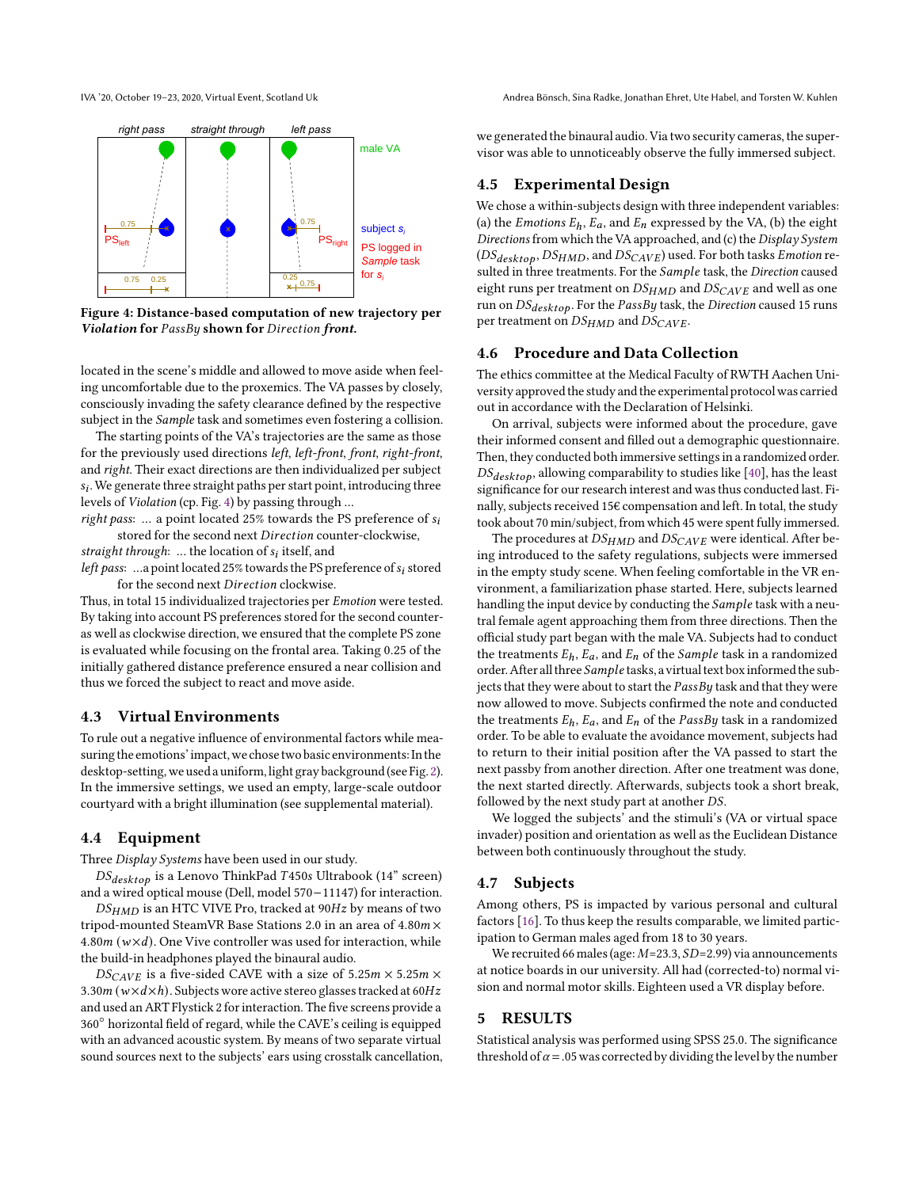**Figure 4: Distance-based computation of new trajectory per *Violation* for *PassBy* shown for *Direction front.***

located in the scene's middle and allowed to move aside when feeling uncomfortable due to the proxemics. The VA passes by closely, consciously invading the safety clearance defined by the respective subject in the *Sample* task and sometimes even fostering a collision.

The starting points of the VA's trajectories are the same as those for the previously used directions *left*, *left-front*, *front*, *right-front*, and *right*. Their exact directions are then individualized per subject $s_i$. We generate three straight paths per start point, introducing three levels of *Violation* (cp. Fig. 4) by passing through ...

*right pass*: ... a point located 25% towards the PS preference of $s_i$ stored for the second next *Direction* counter-clockwise,

*straight through*: ... the location of $s_i$ itself, and

*left pass*: ...a point located 25% towards the PS preference of $s_i$ stored for the second next *Direction* clockwise.

Thus, in total 15 individualized trajectories per *Emotion* were tested. By taking into account PS preferences stored for the second counter- as well as clockwise direction, we ensured that the complete PS zone is evaluated while focusing on the frontal area. Taking 0.25 of the initially gathered distance preference ensured a near collision and thus we forced the subject to react and move aside.

### 4.3 Virtual Environments

To rule out a negative influence of environmental factors while measuring the emotions' impact, we chose two basic environments: In the desktop-setting, we used a uniform, light gray background (see Fig. 2). In the immersive settings, we used an empty, large-scale outdoor courtyard with a bright illumination (see supplemental material).

### 4.4 Equipment

Three *Display Systems* have been used in our study.

$DS_{desktop}$ is a Lenovo ThinkPad $T450s$ Ultrabook (14" screen) and a wired optical mouse (Dell, model $570-11147$) for interaction.

$DS_{HMD}$ is an HTC VIVE Pro, tracked at $90Hz$ by means of two tripod-mounted SteamVR Base Stations 2.0 in an area of $4.80m \times 4.80m$ ($w \times d$). One Vive controller was used for interaction, while the build-in headphones played the binaural audio.

$DS_{CAVE}$ is a five-sided CAVE with a size of $5.25m \times 5.25m \times 3.30m$ ($w \times d \times h$). Subjects wore active stereo glasses tracked at $60Hz$ and used an ART Flystick 2 for interaction. The five screens provide a $360^{\circ}$ horizontal field of regard, while the CAVE's ceiling is equipped with an advanced acoustic system. By means of two separate virtual sound sources next to the subjects' ears using crosstalk cancellation, we generated the binaural audio. Via two security cameras, the supervisor was able to unnoticeably observe the fully immersed subject.

### 4.5 Experimental Design

We chose a within-subjects design with three independent variables: (a) the *Emotions* $E_h$, $E_a$, and $E_n$ expressed by the VA, (b) the eight *Directions* from which the VA approached, and (c) the *Display System* ($DS_{desktop}$, $DS_{HMD}$, and $DS_{CAVE}$) used. For both tasks *Emotion* resulted in three treatments. For the *Sample* task, the *Direction* caused eight runs per treatment on $DS_{HMD}$ and $DS_{CAVE}$ and well as one run on $DS_{desktop}$. For the *PassBy* task, the *Direction* caused 15 runs per treatment on $DS_{HMD}$ and $DS_{CAVE}$.

### 4.6 Procedure and Data Collection

The ethics committee at the Medical Faculty of RWTH Aachen University approved the study and the experimental protocol was carried out in accordance with the Declaration of Helsinki.

On arrival, subjects were informed about the procedure, gave their informed consent and filled out a demographic questionnaire. Then, they conducted both immersive settings in a randomized order. $DS_{desktop}$, allowing comparability to studies like [40], has the least significance for our research interest and was thus conducted last. Finally, subjects received 15€ compensation and left. In total, the study took about 70 min/subject, from which 45 were spent fully immersed.

The procedures at $DS_{HMD}$ and $DS_{CAVE}$ were identical. After being introduced to the safety regulations, subjects were immersed in the empty study scene. When feeling comfortable in the VR environment, a familiarization phase started. Here, subjects learned handling the input device by conducting the *Sample* task with a neutral female agent approaching them from three directions. Then the official study part began with the male VA. Subjects had to conduct the treatments $E_h$, $E_a$, and $E_n$ of the *Sample* task in a randomized order. After all three *Sample* tasks, a virtual text box informed the subjects that they were about to start the *PassBy* task and that they were now allowed to move. Subjects confirmed the note and conducted the treatments $E_h$, $E_a$, and $E_n$ of the *PassBy* task in a randomized order. To be able to evaluate the avoidance movement, subjects had to return to their initial position after the VA passed to start the next passby from another direction. After one treatment was done, the next started directly. Afterwards, subjects took a short break, followed by the next study part at another *DS*.

We logged the subjects' and the stimuli's (VA or virtual space invader) position and orientation as well as the Euclidean Distance between both continuously throughout the study.

### 4.7 Subjects

Among others, PS is impacted by various personal and cultural factors [16]. To thus keep the results comparable, we limited participation to German males aged from 18 to 30 years.

We recruited 66 males (age: $M$=23.3, $SD$=2.99) via announcements at notice boards in our university. All had (corrected-to) normal vision and normal motor skills. Eighteen used a VR display before.

## 5 RESULTS

Statistical analysis was performed using SPSS 25.0. The significance threshold of $\alpha = .05$ was corrected by dividing the level by the number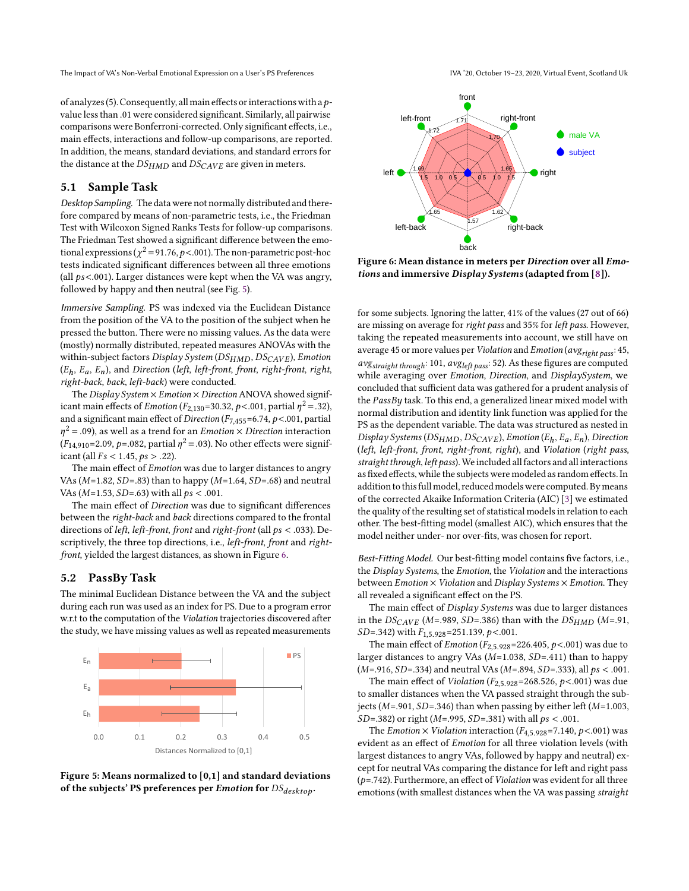of analyzes (5). Consequently, all main effects or interactions with a $p$-value less than .01 were considered significant. Similarly, all pairwise comparisons were Bonferroni-corrected. Only significant effects, i.e., main effects, interactions and follow-up comparisons, are reported. In addition, the means, standard deviations, and standard errors for the distance at the $DS_{HMD}$ and $DS_{CAVE}$ are given in meters.

## 5.1 Sample Task

*Desktop Sampling.* The data were not normally distributed and therefore compared by means of non-parametric tests, i.e., the Friedman Test with Wilcoxon Signed Ranks Tests for follow-up comparisons. The Friedman Test showed a significant difference between the emotional expressions ($\chi^2 = 91.76, p < .001$). The non-parametric post-hoc tests indicated significant differences between all three emotions (all $ps < .001$). Larger distances were kept when the VA was angry, followed by happy and then neutral (see Fig. 5).

*Immersive Sampling.* PS was indexed via the Euclidean Distance from the position of the VA to the position of the subject when he pressed the button. There were no missing values. As the data were (mostly) normally distributed, repeated measures ANOVAs with the within-subject factors *Display System* ($DS_{HMD}$, $DS_{CAVE}$), *Emotion* ($E_h$, $E_a$, $E_n$), and *Direction* (*left*, *left-front*, *front*, *right-front*, *right*, *right-back*, *back*, *left-back*) were conducted.

The *Display System* × *Emotion* × *Direction* ANOVA showed significant main effects of *Emotion* ($F_{2,130}$=30.32, $p$<.001, partial $\eta^2 = .32$), and a significant main effect of *Direction* ($F_{7,455}$=6.74, $p$<.001, partial $\eta^2 = .09$), as well as a trend for an *Emotion* × *Direction* interaction ($F_{14,910}$=2.09, $p$=.082, partial $\eta^2 = .03$). No other effects were significant (all $Fs < 1.45$, $ps > .22$).

The main effect of *Emotion* was due to larger distances to angry VAs ($M$=1.82, $SD$=.83) than to happy ($M$=1.64, $SD$=.68) and neutral VAs ($M$=1.53, $SD$=.63) with all $ps < .001$.

The main effect of *Direction* was due to significant differences between the *right-back* and *back* directions compared to the frontal directions of *left*, *left-front*, *front* and *right-front* (all $ps < .033$). Descriptively, the three top directions, i.e., *left-front*, *front* and *right-front*, yielded the largest distances, as shown in Figure 6.

## 5.2 PassBy Task

The minimal Euclidean Distance between the VA and the subject during each run was used as an index for PS. Due to a program error w.r.t to the computation of the *Violation* trajectories discovered after the study, we have missing values as well as repeated measurements

**Figure 5: Means normalized to [0,1] and standard deviations of the subjects' PS preferences per *Emotion* for $DS_{desktop}$.**

**Figure 6: Mean distance in meters per *Direction* over all *Emotions* and immersive *Display Systems* (adapted from [8]).**

for some subjects. Ignoring the latter, 41% of the values (27 out of 66) are missing on average for *right pass* and 35% for *left pass*. However, taking the repeated measurements into account, we still have on average 45 or more values per *Violation* and *Emotion* ($avg_{right\ pass}$: 45, $avg_{straight\ through}$: 101, $avg_{left\ pass}$: 52). As these figures are computed while averaging over *Emotion*, *Direction*, and *DisplaySystem*, we concluded that sufficient data was gathered for a prudent analysis of the *PassBy* task. To this end, a generalized linear mixed model with normal distribution and identity link function was applied for the PS as the dependent variable. The data was structured as nested in *Display Systems* ($DS_{HMD}$, $DS_{CAVE}$), *Emotion* ($E_h$, $E_a$, $E_n$), *Direction* (*left*, *left-front*, *front*, *right-front*, *right*), and *Violation* (*right pass*, *straight through*, *left pass*). We included all factors and all interactions as fixed effects, while the subjects were modeled as random effects. In addition to this full model, reduced models were computed. By means of the corrected Akaike Information Criteria (AIC) [3] we estimated the quality of the resulting set of statistical models in relation to each other. The best-fitting model (smallest AIC), which ensures that the model neither under- nor over-fits, was chosen for report.

*Best-Fitting Model.* Our best-fitting model contains five factors, i.e., the *Display Systems*, the *Emotion*, the *Violation* and the interactions between *Emotion* × *Violation* and *Display Systems* × *Emotion*. They all revealed a significant effect on the PS.

The main effect of *Display Systems* was due to larger distances in the $DS_{CAVE}$ ($M$=.989, $SD$=.386) than with the $DS_{HMD}$ ($M$=.91, $SD$=.342) with $F_{1,5.928}$=251.139, $p$<.001.

The main effect of *Emotion* ($F_{2,5.928}$=226.405, $p$<.001) was due to larger distances to angry VAs ($M$=1.038, $SD$=.411) than to happy ($M$=.916, $SD$=.334) and neutral VAs ($M$=.894, $SD$=.333), all $ps < .001$.

The main effect of *Violation* ($F_{2,5.928}$=268.526, $p$<.001) was due to smaller distances when the VA passed straight through the subjects ($M$=.901, $SD$=.346) than when passing by either left ($M$=1.003, $SD$=.382) or right ($M$=.995, $SD$=.381) with all $ps < .001$.

The *Emotion* × *Violation* interaction ($F_{4,5.928}$=7.140, $p$<.001) was evident as an effect of *Emotion* for all three violation levels (with largest distances to angry VAs, followed by happy and neutral) except for neutral VAs comparing the distance for left and right pass ($p$=.742). Furthermore, an effect of *Violation* was evident for all three emotions (with smallest distances when the VA was passing *straight*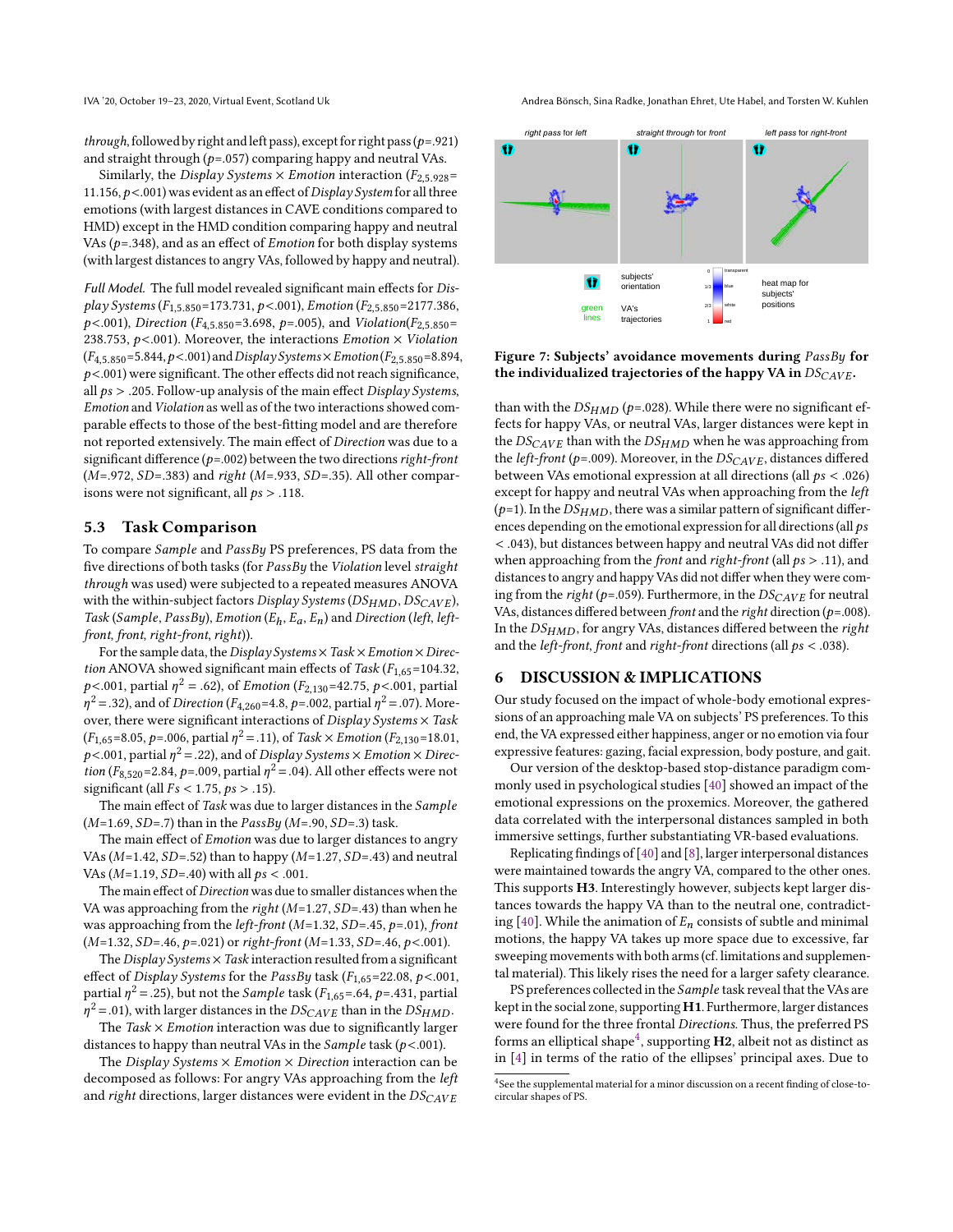*through*, followed by right and left pass), except for right pass ($p$=.921) and straight through ($p$=.057) comparing happy and neutral VAs.

Similarly, the *Display Systems* × *Emotion* interaction ($F_{2,5.928}$= 11.156, $p$<.001) was evident as an effect of *Display System* for all three emotions (with largest distances in CAVE conditions compared to HMD) except in the HMD condition comparing happy and neutral VAs ($p$=.348), and as an effect of *Emotion* for both display systems (with largest distances to angry VAs, followed by happy and neutral).

*Full Model.* The full model revealed significant main effects for *Display Systems* ($F_{1,5.850}$=173.731, $p$<.001), *Emotion* ($F_{2,5.850}$=2177.386, $p$<.001), *Direction* ($F_{4,5.850}$=3.698, $p$=.005), and *Violation*($F_{2,5.850}$= 238.753, $p$<.001). Moreover, the interactions *Emotion* × *Violation* ($F_{4,5.850}$=5.844, $p$<.001) and *Display Systems* × *Emotion* ($F_{2,5.850}$=8.894, $p$<.001) were significant. The other effects did not reach significance, all $ps$ > .205. Follow-up analysis of the main effect *Display Systems*, *Emotion* and *Violation* as well as of the two interactions showed comparable effects to those of the best-fitting model and are therefore not reported extensively. The main effect of *Direction* was due to a significant difference ($p$=.002) between the two directions *right-front* ($M$=.972, $SD$=.383) and *right* ($M$=.933, $SD$=.35). All other comparisons were not significant, all $ps$ > .118.

## 5.3 Task Comparison

To compare *Sample* and *PassBy* PS preferences, PS data from the five directions of both tasks (for *PassBy* the *Violation* level *straight through* was used) were subjected to a repeated measures ANOVA with the within-subject factors *Display Systems* ($DS_{HMD}$, $DS_{CAVE}$), *Task* (*Sample*, *PassBy*), *Emotion* ($E_h$, $E_a$, $E_n$) and *Direction* (*left*, *left-front*, *front*, *right-front*, *right*)).

For the sample data, the *Display Systems* × *Task* × *Emotion* × *Direction* ANOVA showed significant main effects of *Task* ($F_{1,65}$=104.32, $p$<.001, partial $\eta^2$ = .62), of *Emotion* ($F_{2,130}$=42.75, $p$<.001, partial $\eta^2$ = .32), and of *Direction* ($F_{4,260}$=4.8, $p$=.002, partial $\eta^2$ = .07). Moreover, there were significant interactions of *Display Systems* × *Task* ($F_{1,65}$=8.05, $p$=.006, partial $\eta^2$ = .11), of *Task* × *Emotion* ($F_{2,130}$=18.01, $p$<.001, partial $\eta^2$ = .22), and of *Display Systems* × *Emotion* × *Direction* ($F_{8,520}$=2.84, $p$=.009, partial $\eta^2$ = .04). All other effects were not significant (all $Fs$ < 1.75, $ps$ > .15).

The main effect of *Task* was due to larger distances in the *Sample* ($M$=1.69, $SD$=.7) than in the *PassBy* ($M$=.90, $SD$=.3) task.

The main effect of *Emotion* was due to larger distances to angry VAs ($M$=1.42, $SD$=.52) than to happy ($M$=1.27, $SD$=.43) and neutral VAs ($M$=1.19, $SD$=.40) with all $ps$ < .001.

The main effect of *Direction* was due to smaller distances when the VA was approaching from the *right* ($M$=1.27, $SD$=.43) than when he was approaching from the *left-front* ($M$=1.32, $SD$=.45, $p$=.01), *front* ($M$=1.32, $SD$=.46, $p$=.021) or *right-front* ($M$=1.33, $SD$=.46, $p$<.001).

The *Display Systems* × *Task* interaction resulted from a significant effect of *Display Systems* for the *PassBy* task ($F_{1,65}$=22.08, $p$<.001, partial $\eta^2$ = .25), but not the *Sample* task ($F_{1,65}$=.64, $p$=.431, partial $\eta^2$ = .01), with larger distances in the $DS_{CAVE}$ than in the $DS_{HMD}$.

The *Task* × *Emotion* interaction was due to significantly larger distances to happy than neutral VAs in the *Sample* task ($p$<.001).

The *Display Systems* × *Emotion* × *Direction* interaction can be decomposed as follows: For angry VAs approaching from the *left* and *right* directions, larger distances were evident in the $DS_{CAVE}$ than with the $DS_{HMD}$ ($p$=.028). While there were no significant effects for happy VAs, or neutral VAs, larger distances were kept in the $DS_{CAVE}$ than with the $DS_{HMD}$ when he was approaching from the *left-front* ($p$=.009). Moreover, in the $DS_{CAVE}$, distances differed between VAs emotional expression at all directions (all $ps$ < .026) except for happy and neutral VAs when approaching from the *left* ($p$=1). In the $DS_{HMD}$, there was a similar pattern of significant differences depending on the emotional expression for all directions (all $ps$ < .043), but distances between happy and neutral VAs did not differ when approaching from the *front* and *right-front* (all $ps$ > .11), and distances to angry and happy VAs did not differ when they were coming from the *right* ($p$=.059). Furthermore, in the $DS_{CAVE}$ for neutral VAs, distances differed between *front* and the *right* direction ($p$=.008). In the $DS_{HMD}$, for angry VAs, distances differed between the *right* and the *left-front*, *front* and *right-front* directions (all $ps$ < .038).

**Figure 7: Subjects' avoidance movements during *PassBy* for the individualized trajectories of the happy VA in $DS_{CAVE}$.**

## 6 DISCUSSION & IMPLICATIONS

Our study focused on the impact of whole-body emotional expressions of an approaching male VA on subjects' PS preferences. To this end, the VA expressed either happiness, anger or no emotion via four expressive features: gazing, facial expression, body posture, and gait.

Our version of the desktop-based stop-distance paradigm commonly used in psychological studies [40] showed an impact of the emotional expressions on the proxemics. Moreover, the gathered data correlated with the interpersonal distances sampled in both immersive settings, further substantiating VR-based evaluations.

Replicating findings of [40] and [8], larger interpersonal distances were maintained towards the angry VA, compared to the other ones. This supports **H3**. Interestingly however, subjects kept larger distances towards the happy VA than to the neutral one, contradicting [40]. While the animation of $E_n$ consists of subtle and minimal motions, the happy VA takes up more space due to excessive, far sweeping movements with both arms (cf. limitations and supplemental material). This likely rises the need for a larger safety clearance.

PS preferences collected in the *Sample* task reveal that the VAs are kept in the social zone, supporting **H1**. Furthermore, larger distances were found for the three frontal *Directions*. Thus, the preferred PS forms an elliptical shape[4], supporting **H2**, albeit not as distinct as in [4] in terms of the ratio of the ellipses' principal axes. Due to

[4]See the supplemental material for a minor discussion on a recent finding of close-to-circular shapes of PS.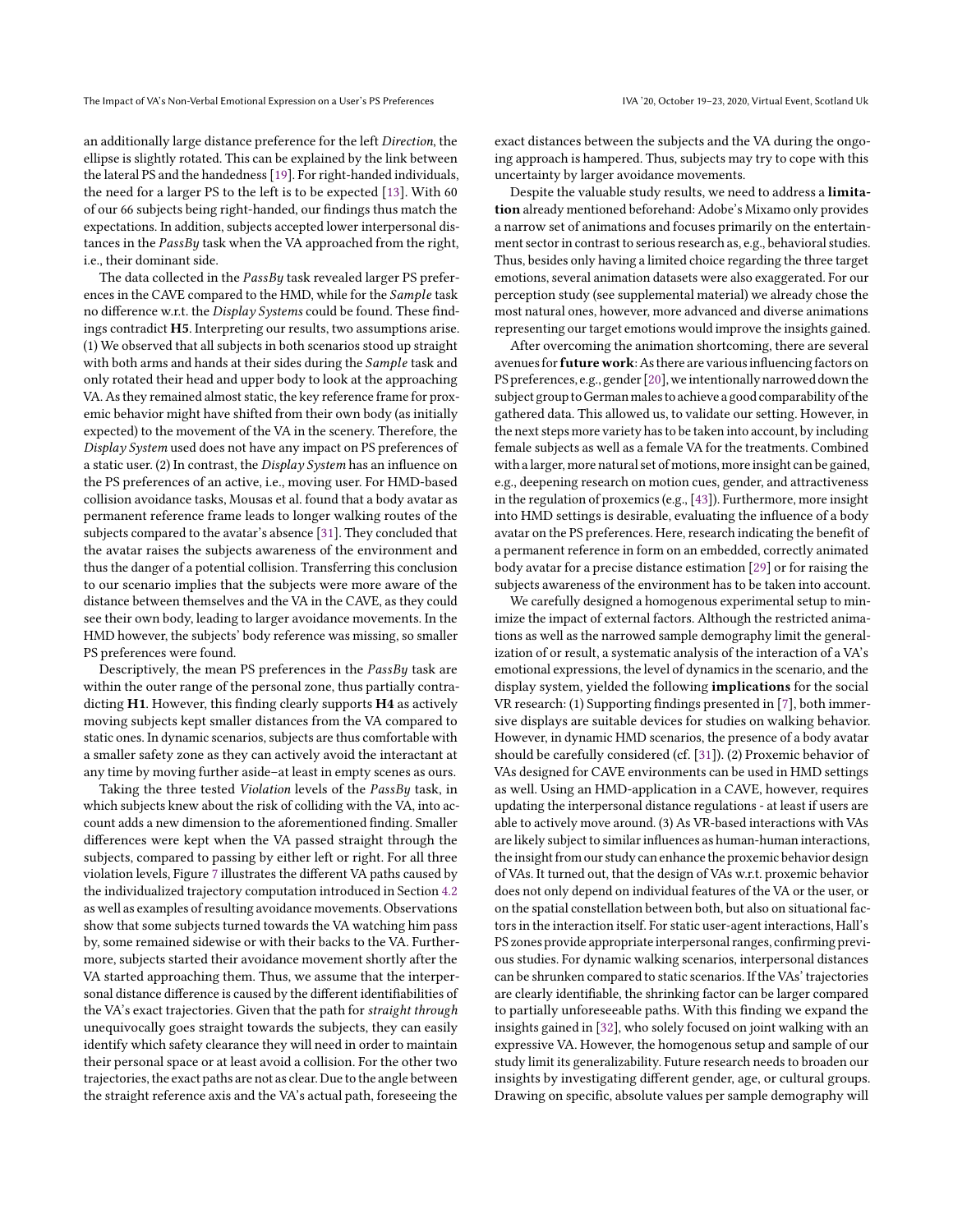an additionally large distance preference for the left *Direction*, the ellipse is slightly rotated. This can be explained by the link between the lateral PS and the handedness [19]. For right-handed individuals, the need for a larger PS to the left is to be expected [13]. With 60 of our 66 subjects being right-handed, our findings thus match the expectations. In addition, subjects accepted lower interpersonal distances in the *PassBy* task when the VA approached from the right, i.e., their dominant side.

The data collected in the *PassBy* task revealed larger PS preferences in the CAVE compared to the HMD, while for the *Sample* task no difference w.r.t. the *Display Systems* could be found. These findings contradict **H5**. Interpreting our results, two assumptions arise. (1) We observed that all subjects in both scenarios stood up straight with both arms and hands at their sides during the *Sample* task and only rotated their head and upper body to look at the approaching VA. As they remained almost static, the key reference frame for proxemic behavior might have shifted from their own body (as initially expected) to the movement of the VA in the scenery. Therefore, the *Display System* used does not have any impact on PS preferences of a static user. (2) In contrast, the *Display System* has an influence on the PS preferences of an active, i.e., moving user. For HMD-based collision avoidance tasks, Mousas et al. found that a body avatar as permanent reference frame leads to longer walking routes of the subjects compared to the avatar's absence [31]. They concluded that the avatar raises the subjects awareness of the environment and thus the danger of a potential collision. Transferring this conclusion to our scenario implies that the subjects were more aware of the distance between themselves and the VA in the CAVE, as they could see their own body, leading to larger avoidance movements. In the HMD however, the subjects' body reference was missing, so smaller PS preferences were found.

Descriptively, the mean PS preferences in the *PassBy* task are within the outer range of the personal zone, thus partially contradicting **H1**. However, this finding clearly supports **H4** as actively moving subjects kept smaller distances from the VA compared to static ones. In dynamic scenarios, subjects are thus comfortable with a smaller safety zone as they can actively avoid the interactant at any time by moving further aside–at least in empty scenes as ours.

Taking the three tested *Violation* levels of the *PassBy* task, in which subjects knew about the risk of colliding with the VA, into account adds a new dimension to the aforementioned finding. Smaller differences were kept when the VA passed straight through the subjects, compared to passing by either left or right. For all three violation levels, Figure 7 illustrates the different VA paths caused by the individualized trajectory computation introduced in Section 4.2 as well as examples of resulting avoidance movements. Observations show that some subjects turned towards the VA watching him pass by, some remained sidewise or with their backs to the VA. Furthermore, subjects started their avoidance movement shortly after the VA started approaching them. Thus, we assume that the interpersonal distance difference is caused by the different identifiabilities of the VA's exact trajectories. Given that the path for *straight through* unequivocally goes straight towards the subjects, they can easily identify which safety clearance they will need in order to maintain their personal space or at least avoid a collision. For the other two trajectories, the exact paths are not as clear. Due to the angle between the straight reference axis and the VA's actual path, foreseeing the exact distances between the subjects and the VA during the ongoing approach is hampered. Thus, subjects may try to cope with this uncertainty by larger avoidance movements.

Despite the valuable study results, we need to address a **limitation** already mentioned beforehand: Adobe's Mixamo only provides a narrow set of animations and focuses primarily on the entertainment sector in contrast to serious research as, e.g., behavioral studies. Thus, besides only having a limited choice regarding the three target emotions, several animation datasets were also exaggerated. For our perception study (see supplemental material) we already chose the most natural ones, however, more advanced and diverse animations representing our target emotions would improve the insights gained.

After overcoming the animation shortcoming, there are several avenues for **future work**: As there are various influencing factors on PS preferences, e.g., gender [20], we intentionally narrowed down the subject group to German males to achieve a good comparability of the gathered data. This allowed us, to validate our setting. However, in the next steps more variety has to be taken into account, by including female subjects as well as a female VA for the treatments. Combined with a larger, more natural set of motions, more insight can be gained, e.g., deepening research on motion cues, gender, and attractiveness in the regulation of proxemics (e.g., [43]). Furthermore, more insight into HMD settings is desirable, evaluating the influence of a body avatar on the PS preferences. Here, research indicating the benefit of a permanent reference in form on an embedded, correctly animated body avatar for a precise distance estimation [29] or for raising the subjects awareness of the environment has to be taken into account.

We carefully designed a homogenous experimental setup to minimize the impact of external factors. Although the restricted animations as well as the narrowed sample demography limit the generalization of or result, a systematic analysis of the interaction of a VA's emotional expressions, the level of dynamics in the scenario, and the display system, yielded the following **implications** for the social VR research: (1) Supporting findings presented in [7], both immersive displays are suitable devices for studies on walking behavior. However, in dynamic HMD scenarios, the presence of a body avatar should be carefully considered (cf. [31]). (2) Proxemic behavior of VAs designed for CAVE environments can be used in HMD settings as well. Using an HMD-application in a CAVE, however, requires updating the interpersonal distance regulations - at least if users are able to actively move around. (3) As VR-based interactions with VAs are likely subject to similar influences as human-human interactions, the insight from our study can enhance the proxemic behavior design of VAs. It turned out, that the design of VAs w.r.t. proxemic behavior does not only depend on individual features of the VA or the user, or on the spatial constellation between both, but also on situational factors in the interaction itself. For static user-agent interactions, Hall's PS zones provide appropriate interpersonal ranges, confirming previous studies. For dynamic walking scenarios, interpersonal distances can be shrunken compared to static scenarios. If the VAs' trajectories are clearly identifiable, the shrinking factor can be larger compared to partially unforeseeable paths. With this finding we expand the insights gained in [32], who solely focused on joint walking with an expressive VA. However, the homogenous setup and sample of our study limit its generalizability. Future research needs to broaden our insights by investigating different gender, age, or cultural groups. Drawing on specific, absolute values per sample demography will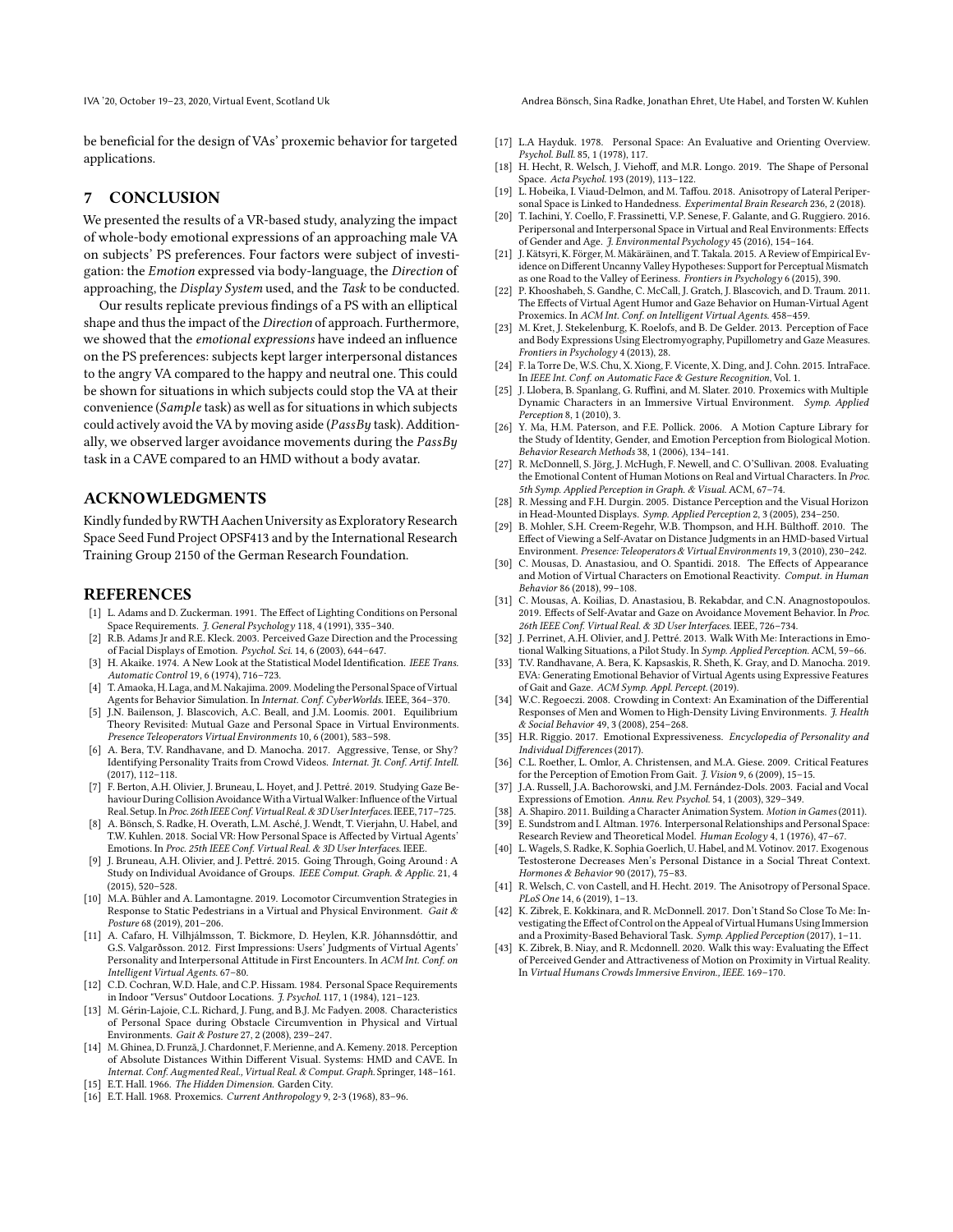be beneficial for the design of VAs' proxemic behavior for targeted applications.

## 7 CONCLUSION

We presented the results of a VR-based study, analyzing the impact of whole-body emotional expressions of an approaching male VA on subjects' PS preferences. Four factors were subject of investigation: the *Emotion* expressed via body-language, the *Direction* of approaching, the *Display System* used, and the *Task* to be conducted.

Our results replicate previous findings of a PS with an elliptical shape and thus the impact of the *Direction* of approach. Furthermore, we showed that the *emotional expressions* have indeed an influence on the PS preferences: subjects kept larger interpersonal distances to the angry VA compared to the happy and neutral one. This could be shown for situations in which subjects could stop the VA at their convenience (*Sample* task) as well as for situations in which subjects could actively avoid the VA by moving aside (*PassBy* task). Additionally, we observed larger avoidance movements during the *PassBy* task in a CAVE compared to an HMD without a body avatar.

## ACKNOWLEDGMENTS

Kindly funded by RWTH Aachen University as Exploratory Research Space Seed Fund Project OPSF413 and by the International Research Training Group 2150 of the German Research Foundation.

## REFERENCES

[1] L. Adams and D. Zuckerman. 1991. The Effect of Lighting Conditions on Personal Space Requirements. *J. General Psychology* 118, 4 (1991), 335–340.

[2] R.B. Adams Jr and R.E. Kleck. 2003. Perceived Gaze Direction and the Processing of Facial Displays of Emotion. *Psychol. Sci.* 14, 6 (2003), 644–647.

[3] H. Akaike. 1974. A New Look at the Statistical Model Identification. *IEEE Trans. Automatic Control* 19, 6 (1974), 716–723.

[4] T. Amaoka, H. Laga, and M. Nakajima. 2009. Modeling the Personal Space of Virtual Agents for Behavior Simulation. In *Internat. Conf. CyberWorlds*. IEEE, 364–370.

[5] J.N. Bailenson, J. Blascovich, A.C. Beall, and J.M. Loomis. 2001. Equilibrium Theory Revisited: Mutual Gaze and Personal Space in Virtual Environments. *Presence Teleoperators Virtual Environments* 10, 6 (2001), 583–598.

[6] A. Bera, T.V. Randhavane, and D. Manocha. 2017. Aggressive, Tense, or Shy? Identifying Personality Traits from Crowd Videos. *Internat. Jt. Conf. Artif. Intell.* (2017), 112–118.

[7] F. Berton, A.H. Olivier, J. Bruneau, L. Hoyet, and J. Pettré. 2019. Studying Gaze Behaviour During Collision Avoidance With a Virtual Walker: Influence of the Virtual Real. Setup. In *Proc. 26th IEEE Conf. Virtual Real. & 3D User Interfaces*. IEEE, 717–725.

[8] A. Bönsch, S. Radke, H. Overath, L.M. Asché, J. Wendt, T. Vierjahn, U. Habel, and T.W. Kuhlen. 2018. Social VR: How Personal Space is Affected by Virtual Agents' Emotions. In *Proc. 25th IEEE Conf. Virtual Real. & 3D User Interfaces*. IEEE.

[9] J. Bruneau, A.H. Olivier, and J. Pettré. 2015. Going Through, Going Around : A Study on Individual Avoidance of Groups. *IEEE Comput. Graph. & Applic.* 21, 4 (2015), 520–528.

[10] M.A. Bühler and A. Lamontagne. 2019. Locomotor Circumvention Strategies in Response to Static Pedestrians in a Virtual and Physical Environment. *Gait & Posture* 68 (2019), 201–206.

[11] A. Cafaro, H. Vilhjálmsson, T. Bickmore, D. Heylen, K.R. Jóhannsdóttir, and G.S. Valgarðsson. 2012. First Impressions: Users' Judgments of Virtual Agents' Personality and Interpersonal Attitude in First Encounters. In *ACM Int. Conf. on Intelligent Virtual Agents*. 67–80.

[12] C.D. Cochran, W.D. Hale, and C.P. Hissam. 1984. Personal Space Requirements in Indoor "Versus" Outdoor Locations. *J. Psychol.* 117, 1 (1984), 121–123.

[13] M. Gérin-Lajoie, C.L. Richard, J. Fung, and B.J. Mc Fadyen. 2008. Characteristics of Personal Space during Obstacle Circumvention in Physical and Virtual Environments. *Gait & Posture* 27, 2 (2008), 239–247.

[14] M. Ghinea, D. Frunză, J. Chardonnet, F. Merienne, and A. Kemeny. 2018. Perception of Absolute Distances Within Different Visual. Systems: HMD and CAVE. In *Internat. Conf. Augmented Real., Virtual Real. & Comput. Graph.* Springer, 148–161.

[15] E.T. Hall. 1966. *The Hidden Dimension.* Garden City.

[16] E.T. Hall. 1968. Proxemics. *Current Anthropology* 9, 2-3 (1968), 83–96.

[17] L.A Hayduk. 1978. Personal Space: An Evaluative and Orienting Overview. *Psychol. Bull.* 85, 1 (1978), 117.

[18] H. Hecht, R. Welsch, J. Viehoff, and M.R. Longo. 2019. The Shape of Personal Space. *Acta Psychol.* 193 (2019), 113–122.

[19] L. Hobeika, I. Viaud-Delmon, and M. Taffou. 2018. Anisotropy of Lateral Peripersonal Space is Linked to Handedness. *Experimental Brain Research* 236, 2 (2018).

[20] T. Iachini, Y. Coello, F. Frassinetti, V.P. Senese, F. Galante, and G. Ruggiero. 2016. Peripersonal and Interpersonal Space in Virtual and Real Environments: Effects of Gender and Age. *J. Environmental Psychology* 45 (2016), 154–164.

[21] J. Kätsyri, K. Förger, M. Mäkäräinen, and T. Takala. 2015. A Review of Empirical Evidence on Different Uncanny Valley Hypotheses: Support for Perceptual Mismatch as one Road to the Valley of Eeriness. *Frontiers in Psychology* 6 (2015), 390.

[22] P. Khooshabeh, S. Gandhe, C. McCall, J. Gratch, J. Blascovich, and D. Traum. 2011. The Effects of Virtual Agent Humor and Gaze Behavior on Human-Virtual Agent Proxemics. In *ACM Int. Conf. on Intelligent Virtual Agents*. 458–459.

[23] M. Kret, J. Stekelenburg, K. Roelofs, and B. De Gelder. 2013. Perception of Face and Body Expressions Using Electromyography, Pupillometry and Gaze Measures. *Frontiers in Psychology* 4 (2013), 28.

[24] F. la Torre De, W.S. Chu, X. Xiong, F. Vicente, X. Ding, and J. Cohn. 2015. IntraFace. In *IEEE Int. Conf. on Automatic Face & Gesture Recognition*, Vol. 1.

[25] J. Llobera, B. Spanlang, G. Ruffini, and M. Slater. 2010. Proxemics with Multiple Dynamic Characters in an Immersive Virtual Environment. *Symp. Applied Perception* 8, 1 (2010), 3.

[26] Y. Ma, H.M. Paterson, and F.E. Pollick. 2006. A Motion Capture Library for the Study of Identity, Gender, and Emotion Perception from Biological Motion. *Behavior Research Methods* 38, 1 (2006), 134–141.

[27] R. McDonnell, S. Jörg, J. McHugh, F. Newell, and C. O'Sullivan. 2008. Evaluating the Emotional Content of Human Motions on Real and Virtual Characters. In *Proc. 5th Symp. Applied Perception in Graph. & Visual.* ACM, 67–74.

[28] R. Messing and F.H. Durgin. 2005. Distance Perception and the Visual Horizon in Head-Mounted Displays. *Symp. Applied Perception* 2, 3 (2005), 234–250.

[29] B. Mohler, S.H. Creem-Regehr, W.B. Thompson, and H.H. Bülthoff. 2010. The Effect of Viewing a Self-Avatar on Distance Judgments in an HMD-based Virtual Environment. *Presence: Teleoperators & Virtual Environments* 19, 3 (2010), 230–242.

[30] C. Mousas, D. Anastasiou, and O. Spantidi. 2018. The Effects of Appearance and Motion of Virtual Characters on Emotional Reactivity. *Comput. in Human Behavior* 86 (2018), 99–108.

[31] C. Mousas, A. Koilias, D. Anastasiou, B. Rekabdar, and C.N. Anagnostopoulos. 2019. Effects of Self-Avatar and Gaze on Avoidance Movement Behavior. In *Proc. 26th IEEE Conf. Virtual Real. & 3D User Interfaces*. IEEE, 726–734.

[32] J. Perrinet, A.H. Olivier, and J. Pettré. 2013. Walk With Me: Interactions in Emotional Walking Situations, a Pilot Study. In *Symp. Applied Perception*. ACM, 59–66.

[33] T.V. Randhavane, A. Bera, K. Kapsaskis, R. Sheth, K. Gray, and D. Manocha. 2019. EVA: Generating Emotional Behavior of Virtual Agents using Expressive Features of Gait and Gaze. *ACM Symp. Appl. Percept.* (2019).

[34] W.C. Regoeczi. 2008. Crowding in Context: An Examination of the Differential Responses of Men and Women to High-Density Living Environments. *J. Health & Social Behavior* 49, 3 (2008), 254–268.

[35] H.R. Riggio. 2017. Emotional Expressiveness. *Encyclopedia of Personality and Individual Differences* (2017).

[36] C.L. Roether, L. Omlor, A. Christensen, and M.A. Giese. 2009. Critical Features for the Perception of Emotion From Gait. *J. Vision* 9, 6 (2009), 15–15.

[37] J.A. Russell, J.A. Bachorowski, and J.M. Fernández-Dols. 2003. Facial and Vocal Expressions of Emotion. *Annu. Rev. Psychol.* 54, 1 (2003), 329–349.

[38] A. Shapiro. 2011. Building a Character Animation System. *Motion in Games* (2011).

[39] E. Sundstrom and I. Altman. 1976. Interpersonal Relationships and Personal Space: Research Review and Theoretical Model. *Human Ecology* 4, 1 (1976), 47–67.

[40] L. Wagels, S. Radke, K. Sophia Goerlich, U. Habel, and M. Votinov. 2017. Exogenous Testosterone Decreases Men's Personal Distance in a Social Threat Context. *Hormones & Behavior* 90 (2017), 75–83.

[41] R. Welsch, C. von Castell, and H. Hecht. 2019. The Anisotropy of Personal Space. *PLoS One* 14, 6 (2019), 1–13.

[42] K. Zibrek, E. Kokkinara, and R. McDonnell. 2017. Don't Stand So Close To Me: Investigating the Effect of Control on the Appeal of Virtual Humans Using Immersion and a Proximity-Based Behavioral Task. *Symp. Applied Perception* (2017), 1–11.

[43] K. Zibrek, B. Niay, and R. Mcdonnell. 2020. Walk this way: Evaluating the Effect of Perceived Gender and Attractiveness of Motion on Proximity in Virtual Reality. In *Virtual Humans Crowds Immersive Environ., IEEE.* 169–170.